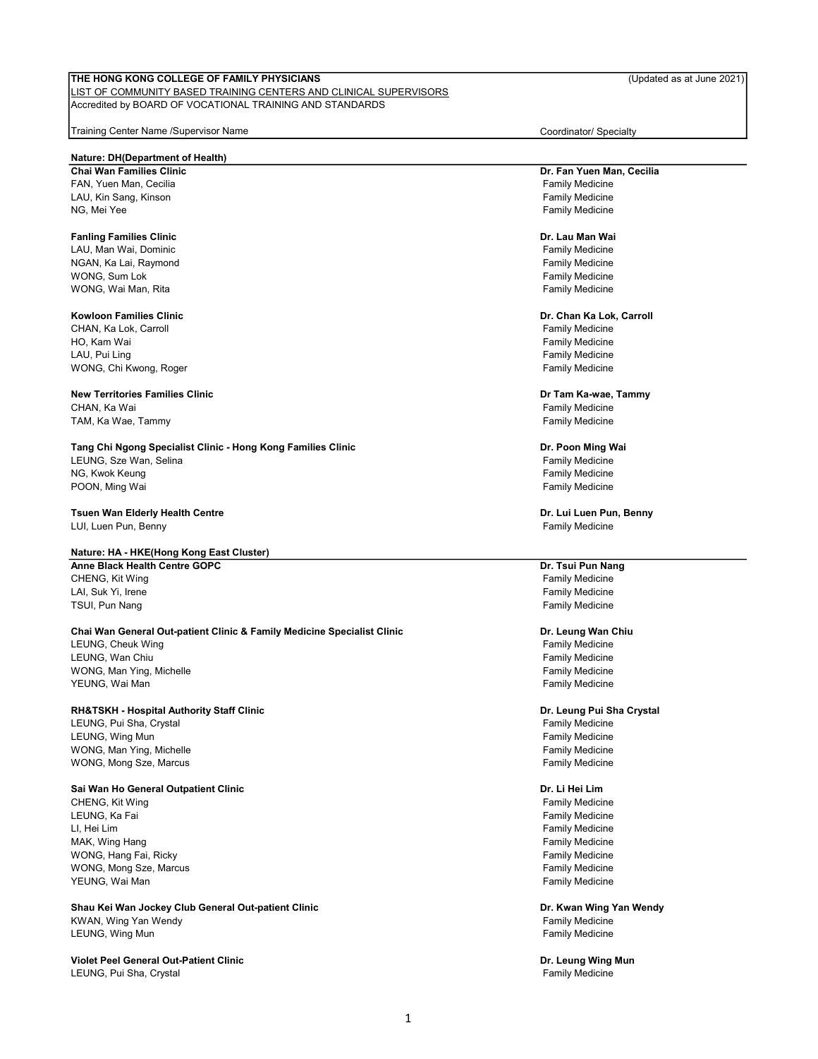**THE HONG KONG COLLEGE OF FAMILY PHYSICIANS** (Updated as at June 2021)

LIST OF COMMUNITY BASED TRAINING CENTERS AND CLINICAL SUPERVISORS

Accredited by BOARD OF VOCATIONAL TRAINING AND STANDARDS

| Training Center Name /Supervisor Name | Coordinator/ Specialty |
|---|---|
| **Nature: DH(Department of Health)** | |
| **Chai Wan Families Clinic** | **Dr. Fan Yuen Man, Cecilia** |
| FAN, Yuen Man, Cecilia | Family Medicine |
| LAU, Kin Sang, Kinson | Family Medicine |
| NG, Mei Yee | Family Medicine |
| **Fanling Families Clinic** | **Dr. Lau Man Wai** |
| LAU, Man Wai, Dominic | Family Medicine |
| NGAN, Ka Lai, Raymond | Family Medicine |
| WONG, Sum Lok | Family Medicine |
| WONG, Wai Man, Rita | Family Medicine |
| **Kowloon Families Clinic** | **Dr. Chan Ka Lok, Carroll** |
| CHAN, Ka Lok, Carroll | Family Medicine |
| HO, Kam Wai | Family Medicine |
| LAU, Pui Ling | Family Medicine |
| WONG, Chi Kwong, Roger | Family Medicine |
| **New Territories Families Clinic** | **Dr Tam Ka-wae, Tammy** |
| CHAN, Ka Wai | Family Medicine |
| TAM, Ka Wae, Tammy | Family Medicine |
| **Tang Chi Ngong Specialist Clinic - Hong Kong Families Clinic** | **Dr. Poon Ming Wai** |
| LEUNG, Sze Wan, Selina | Family Medicine |
| NG, Kwok Keung | Family Medicine |
| POON, Ming Wai | Family Medicine |
| **Tsuen Wan Elderly Health Centre** | **Dr. Lui Luen Pun, Benny** |
| LUI, Luen Pun, Benny | Family Medicine |
| **Nature: HA - HKE(Hong Kong East Cluster)** | |
| **Anne Black Health Centre GOPC** | **Dr. Tsui Pun Nang** |
| CHENG, Kit Wing | Family Medicine |
| LAI, Suk Yi, Irene | Family Medicine |
| TSUI, Pun Nang | Family Medicine |
| **Chai Wan General Out-patient Clinic & Family Medicine Specialist Clinic** | **Dr. Leung Wan Chiu** |
| LEUNG, Cheuk Wing | Family Medicine |
| LEUNG, Wan Chiu | Family Medicine |
| WONG, Man Ying, Michelle | Family Medicine |
| YEUNG, Wai Man | Family Medicine |
| **RH&TSKH - Hospital Authority Staff Clinic** | **Dr. Leung Pui Sha Crystal** |
| LEUNG, Pui Sha, Crystal | Family Medicine |
| LEUNG, Wing Mun | Family Medicine |
| WONG, Man Ying, Michelle | Family Medicine |
| WONG, Mong Sze, Marcus | Family Medicine |
| **Sai Wan Ho General Outpatient Clinic** | **Dr. Li Hei Lim** |
| CHENG, Kit Wing | Family Medicine |
| LEUNG, Ka Fai | Family Medicine |
| LI, Hei Lim | Family Medicine |
| MAK, Wing Hang | Family Medicine |
| WONG, Hang Fai, Ricky | Family Medicine |
| WONG, Mong Sze, Marcus | Family Medicine |
| YEUNG, Wai Man | Family Medicine |
| **Shau Kei Wan Jockey Club General Out-patient Clinic** | **Dr. Kwan Wing Yan Wendy** |
| KWAN, Wing Yan Wendy | Family Medicine |
| LEUNG, Wing Mun | Family Medicine |
| **Violet Peel General Out-Patient Clinic** | **Dr. Leung Wing Mun** |
| LEUNG, Pui Sha, Crystal | Family Medicine |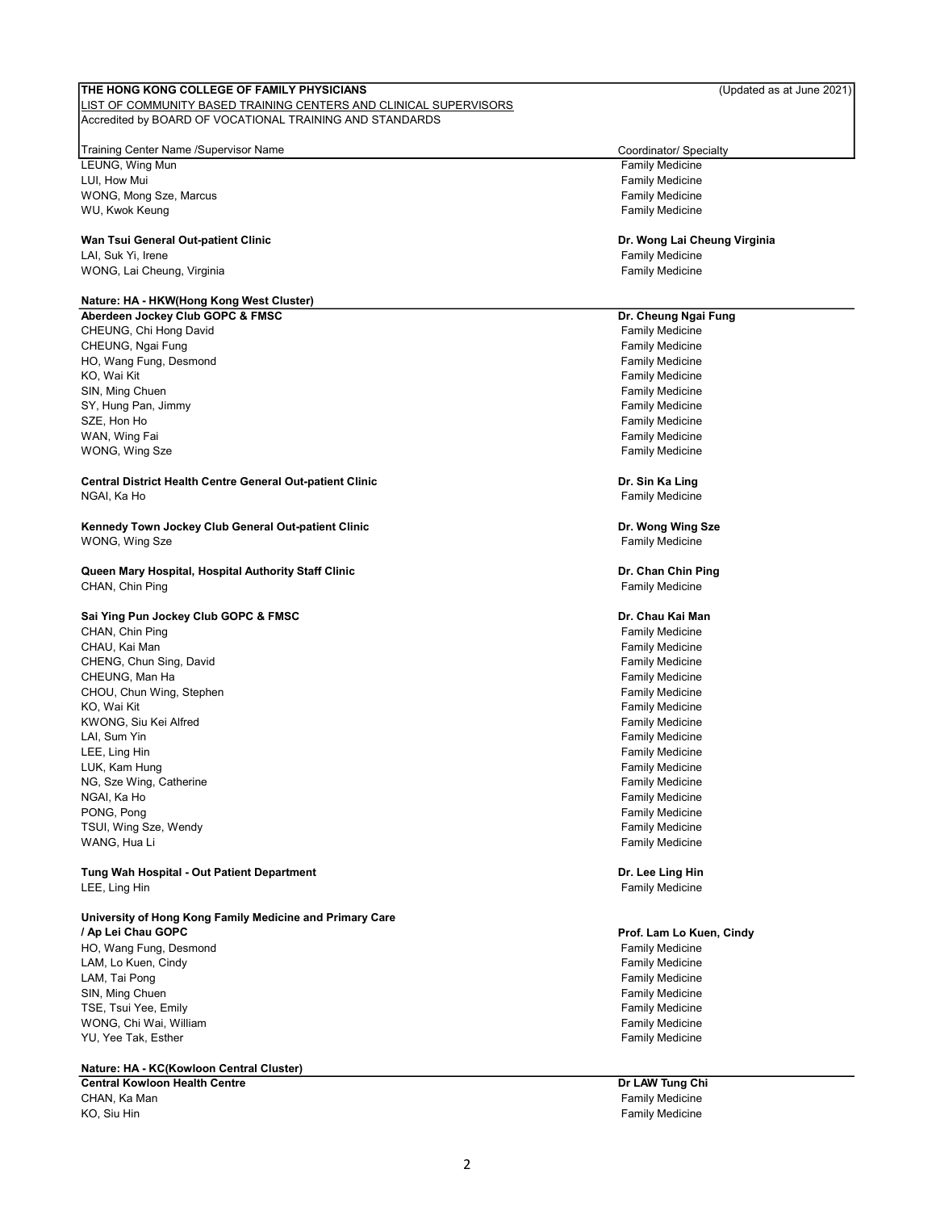**THE HONG KONG COLLEGE OF FAMILY PHYSICIANS** (Updated as at June 2021)

LIST OF COMMUNITY BASED TRAINING CENTERS AND CLINICAL SUPERVISORS

Accredited by BOARD OF VOCATIONAL TRAINING AND STANDARDS

| Training Center Name /Supervisor Name | Coordinator/ Specialty |
|---|---|
| LEUNG, Wing Mun | Family Medicine |
| LUI, How Mui | Family Medicine |
| WONG, Mong Sze, Marcus | Family Medicine |
| WU, Kwok Keung | Family Medicine |
| | |
| **Wan Tsui General Out-patient Clinic** | **Dr. Wong Lai Cheung Virginia** |
| LAI, Suk Yi, Irene | Family Medicine |
| WONG, Lai Cheung, Virginia | Family Medicine |
| | |
| **Nature: HA - HKW(Hong Kong West Cluster)** | |
| **Aberdeen Jockey Club GOPC & FMSC** | **Dr. Cheung Ngai Fung** |
| CHEUNG, Chi Hong David | Family Medicine |
| CHEUNG, Ngai Fung | Family Medicine |
| HO, Wang Fung, Desmond | Family Medicine |
| KO, Wai Kit | Family Medicine |
| SIN, Ming Chuen | Family Medicine |
| SY, Hung Pan, Jimmy | Family Medicine |
| SZE, Hon Ho | Family Medicine |
| WAN, Wing Fai | Family Medicine |
| WONG, Wing Sze | Family Medicine |
| | |
| **Central District Health Centre General Out-patient Clinic** | **Dr. Sin Ka Ling** |
| NGAI, Ka Ho | Family Medicine |
| | |
| **Kennedy Town Jockey Club General Out-patient Clinic** | **Dr. Wong Wing Sze** |
| WONG, Wing Sze | Family Medicine |
| | |
| **Queen Mary Hospital, Hospital Authority Staff Clinic** | **Dr. Chan Chin Ping** |
| CHAN, Chin Ping | Family Medicine |
| | |
| **Sai Ying Pun Jockey Club GOPC & FMSC** | **Dr. Chau Kai Man** |
| CHAN, Chin Ping | Family Medicine |
| CHAU, Kai Man | Family Medicine |
| CHENG, Chun Sing, David | Family Medicine |
| CHEUNG, Man Ha | Family Medicine |
| CHOU, Chun Wing, Stephen | Family Medicine |
| KO, Wai Kit | Family Medicine |
| KWONG, Siu Kei Alfred | Family Medicine |
| LAI, Sum Yin | Family Medicine |
| LEE, Ling Hin | Family Medicine |
| LUK, Kam Hung | Family Medicine |
| NG, Sze Wing, Catherine | Family Medicine |
| NGAI, Ka Ho | Family Medicine |
| PONG, Pong | Family Medicine |
| TSUI, Wing Sze, Wendy | Family Medicine |
| WANG, Hua Li | Family Medicine |
| | |
| **Tung Wah Hospital - Out Patient Department** | **Dr. Lee Ling Hin** |
| LEE, Ling Hin | Family Medicine |
| | |
| **University of Hong Kong Family Medicine and Primary Care / Ap Lei Chau GOPC** | **Prof. Lam Lo Kuen, Cindy** |
| HO, Wang Fung, Desmond | Family Medicine |
| LAM, Lo Kuen, Cindy | Family Medicine |
| LAM, Tai Pong | Family Medicine |
| SIN, Ming Chuen | Family Medicine |
| TSE, Tsui Yee, Emily | Family Medicine |
| WONG, Chi Wai, William | Family Medicine |
| YU, Yee Tak, Esther | Family Medicine |
| | |
| **Nature: HA - KC(Kowloon Central Cluster)** | |
| **Central Kowloon Health Centre** | **Dr LAW Tung Chi** |
| CHAN, Ka Man | Family Medicine |
| KO, Siu Hin | Family Medicine |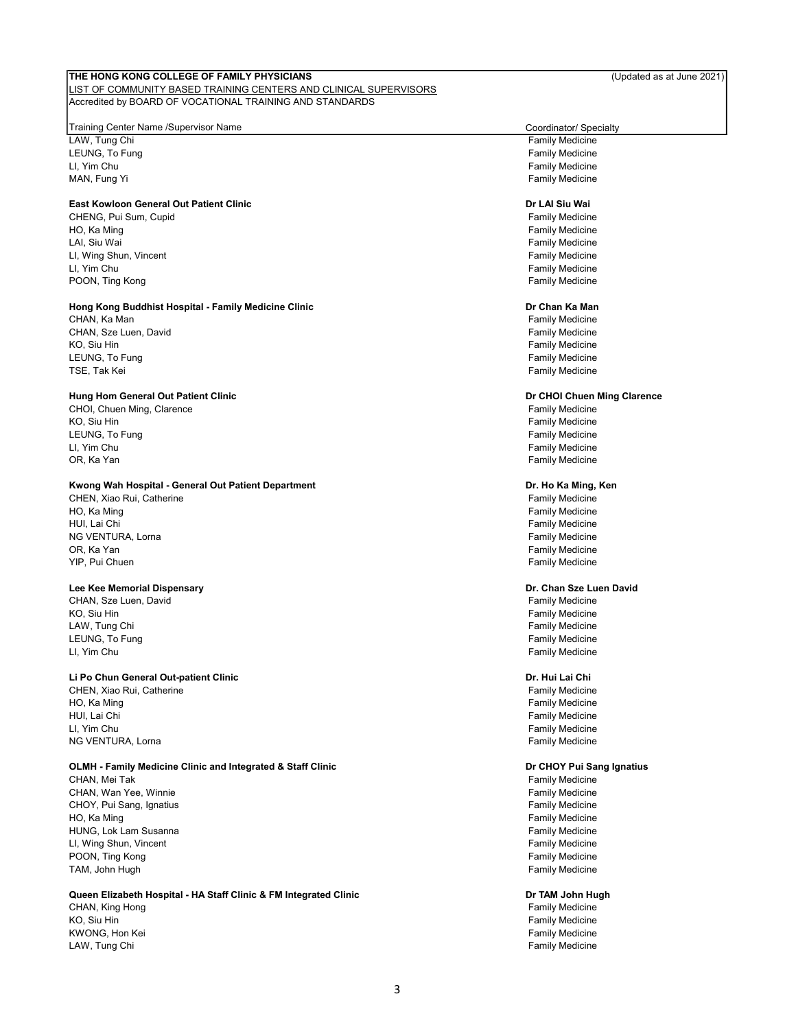**THE HONG KONG COLLEGE OF FAMILY PHYSICIANS** (Updated as at June 2021)

LIST OF COMMUNITY BASED TRAINING CENTERS AND CLINICAL SUPERVISORS

Accredited by BOARD OF VOCATIONAL TRAINING AND STANDARDS

| Training Center Name /Supervisor Name | Coordinator/ Specialty |
|---|---|
| LAW, Tung Chi | Family Medicine |
| LEUNG, To Fung | Family Medicine |
| LI, Yim Chu | Family Medicine |
| MAN, Fung Yi | Family Medicine |
| | |
| **East Kowloon General Out Patient Clinic** | **Dr LAI Siu Wai** |
| CHENG, Pui Sum, Cupid | Family Medicine |
| HO, Ka Ming | Family Medicine |
| LAI, Siu Wai | Family Medicine |
| LI, Wing Shun, Vincent | Family Medicine |
| LI, Yim Chu | Family Medicine |
| POON, Ting Kong | Family Medicine |
| | |
| **Hong Kong Buddhist Hospital - Family Medicine Clinic** | **Dr Chan Ka Man** |
| CHAN, Ka Man | Family Medicine |
| CHAN, Sze Luen, David | Family Medicine |
| KO, Siu Hin | Family Medicine |
| LEUNG, To Fung | Family Medicine |
| TSE, Tak Kei | Family Medicine |
| | |
| **Hung Hom General Out Patient Clinic** | **Dr CHOI Chuen Ming Clarence** |
| CHOI, Chuen Ming, Clarence | Family Medicine |
| KO, Siu Hin | Family Medicine |
| LEUNG, To Fung | Family Medicine |
| LI, Yim Chu | Family Medicine |
| OR, Ka Yan | Family Medicine |
| | |
| **Kwong Wah Hospital - General Out Patient Department** | **Dr. Ho Ka Ming, Ken** |
| CHEN, Xiao Rui, Catherine | Family Medicine |
| HO, Ka Ming | Family Medicine |
| HUI, Lai Chi | Family Medicine |
| NG VENTURA, Lorna | Family Medicine |
| OR, Ka Yan | Family Medicine |
| YIP, Pui Chuen | Family Medicine |
| | |
| **Lee Kee Memorial Dispensary** | **Dr. Chan Sze Luen David** |
| CHAN, Sze Luen, David | Family Medicine |
| KO, Siu Hin | Family Medicine |
| LAW, Tung Chi | Family Medicine |
| LEUNG, To Fung | Family Medicine |
| LI, Yim Chu | Family Medicine |
| | |
| **Li Po Chun General Out-patient Clinic** | **Dr. Hui Lai Chi** |
| CHEN, Xiao Rui, Catherine | Family Medicine |
| HO, Ka Ming | Family Medicine |
| HUI, Lai Chi | Family Medicine |
| LI, Yim Chu | Family Medicine |
| NG VENTURA, Lorna | Family Medicine |
| | |
| **OLMH - Family Medicine Clinic and Integrated & Staff Clinic** | **Dr CHOY Pui Sang Ignatius** |
| CHAN, Mei Tak | Family Medicine |
| CHAN, Wan Yee, Winnie | Family Medicine |
| CHOY, Pui Sang, Ignatius | Family Medicine |
| HO, Ka Ming | Family Medicine |
| HUNG, Lok Lam Susanna | Family Medicine |
| LI, Wing Shun, Vincent | Family Medicine |
| POON, Ting Kong | Family Medicine |
| TAM, John Hugh | Family Medicine |
| | |
| **Queen Elizabeth Hospital - HA Staff Clinic & FM Integrated Clinic** | **Dr TAM John Hugh** |
| CHAN, King Hong | Family Medicine |
| KO, Siu Hin | Family Medicine |
| KWONG, Hon Kei | Family Medicine |
| LAW, Tung Chi | Family Medicine |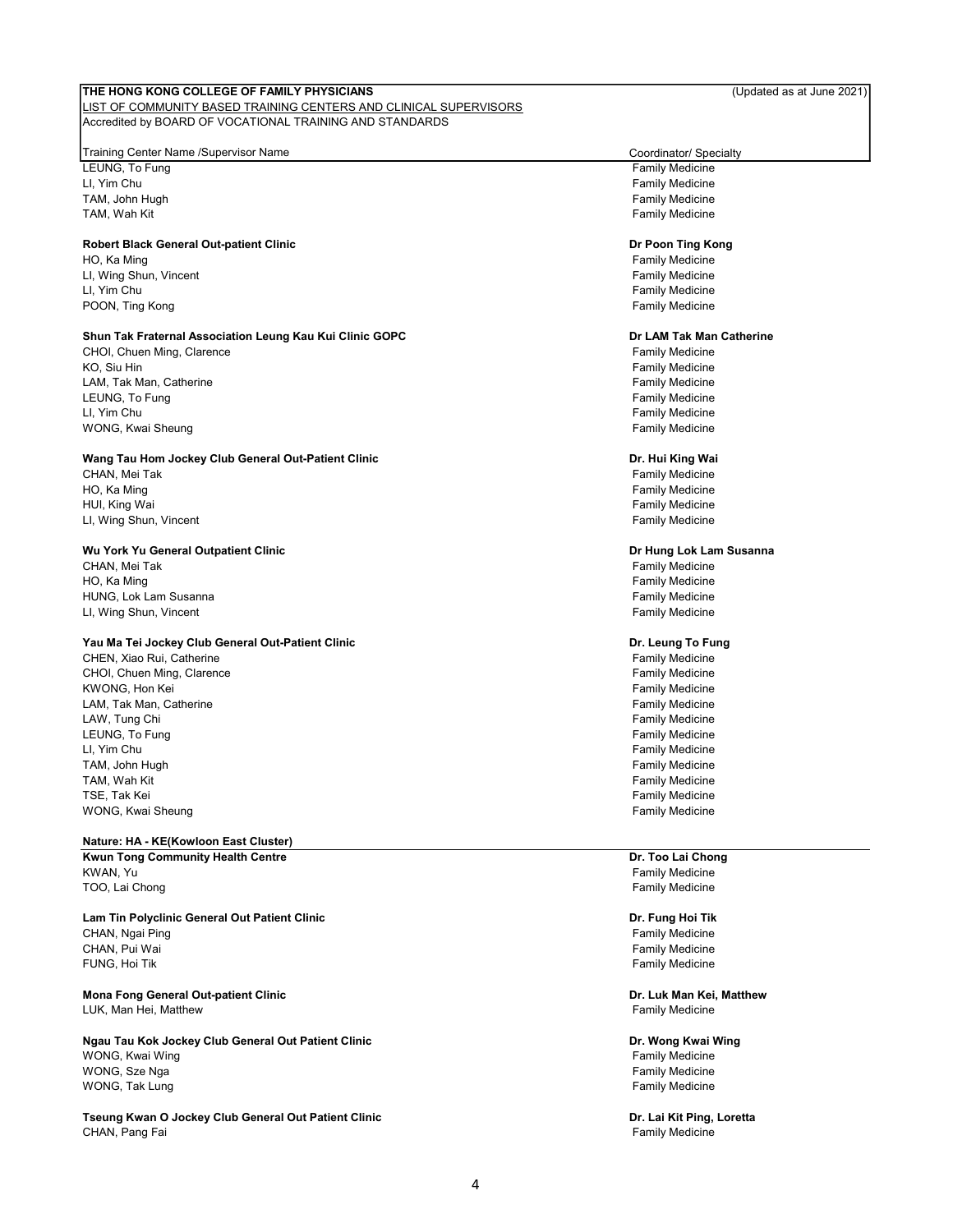**THE HONG KONG COLLEGE OF FAMILY PHYSICIANS** (Updated as at June 2021)

LIST OF COMMUNITY BASED TRAINING CENTERS AND CLINICAL SUPERVISORS

Accredited by BOARD OF VOCATIONAL TRAINING AND STANDARDS

| Training Center Name /Supervisor Name | Coordinator/ Specialty |
|---|---|
| LEUNG, To Fung | Family Medicine |
| LI, Yim Chu | Family Medicine |
| TAM, John Hugh | Family Medicine |
| TAM, Wah Kit | Family Medicine |
| | |
| **Robert Black General Out-patient Clinic** | **Dr Poon Ting Kong** |
| HO, Ka Ming | Family Medicine |
| LI, Wing Shun, Vincent | Family Medicine |
| LI, Yim Chu | Family Medicine |
| POON, Ting Kong | Family Medicine |
| | |
| **Shun Tak Fraternal Association Leung Kau Kui Clinic GOPC** | **Dr LAM Tak Man Catherine** |
| CHOI, Chuen Ming, Clarence | Family Medicine |
| KO, Siu Hin | Family Medicine |
| LAM, Tak Man, Catherine | Family Medicine |
| LEUNG, To Fung | Family Medicine |
| LI, Yim Chu | Family Medicine |
| WONG, Kwai Sheung | Family Medicine |
| | |
| **Wang Tau Hom Jockey Club General Out-Patient Clinic** | **Dr. Hui King Wai** |
| CHAN, Mei Tak | Family Medicine |
| HO, Ka Ming | Family Medicine |
| HUI, King Wai | Family Medicine |
| LI, Wing Shun, Vincent | Family Medicine |
| | |
| **Wu York Yu General Outpatient Clinic** | **Dr Hung Lok Lam Susanna** |
| CHAN, Mei Tak | Family Medicine |
| HO, Ka Ming | Family Medicine |
| HUNG, Lok Lam Susanna | Family Medicine |
| LI, Wing Shun, Vincent | Family Medicine |
| | |
| **Yau Ma Tei Jockey Club General Out-Patient Clinic** | **Dr. Leung To Fung** |
| CHEN, Xiao Rui, Catherine | Family Medicine |
| CHOI, Chuen Ming, Clarence | Family Medicine |
| KWONG, Hon Kei | Family Medicine |
| LAM, Tak Man, Catherine | Family Medicine |
| LAW, Tung Chi | Family Medicine |
| LEUNG, To Fung | Family Medicine |
| LI, Yim Chu | Family Medicine |
| TAM, John Hugh | Family Medicine |
| TAM, Wah Kit | Family Medicine |
| TSE, Tak Kei | Family Medicine |
| WONG, Kwai Sheung | Family Medicine |

**Nature: HA - KE(Kowloon East Cluster)**

| Training Center Name /Supervisor Name | Coordinator/ Specialty |
|---|---|
| **Kwun Tong Community Health Centre** | **Dr. Too Lai Chong** |
| KWAN, Yu | Family Medicine |
| TOO, Lai Chong | Family Medicine |
| | |
| **Lam Tin Polyclinic General Out Patient Clinic** | **Dr. Fung Hoi Tik** |
| CHAN, Ngai Ping | Family Medicine |
| CHAN, Pui Wai | Family Medicine |
| FUNG, Hoi Tik | Family Medicine |
| | |
| **Mona Fong General Out-patient Clinic** | **Dr. Luk Man Kei, Matthew** |
| LUK, Man Hei, Matthew | Family Medicine |
| | |
| **Ngau Tau Kok Jockey Club General Out Patient Clinic** | **Dr. Wong Kwai Wing** |
| WONG, Kwai Wing | Family Medicine |
| WONG, Sze Nga | Family Medicine |
| WONG, Tak Lung | Family Medicine |
| | |
| **Tseung Kwan O Jockey Club General Out Patient Clinic** | **Dr. Lai Kit Ping, Loretta** |
| CHAN, Pang Fai | Family Medicine |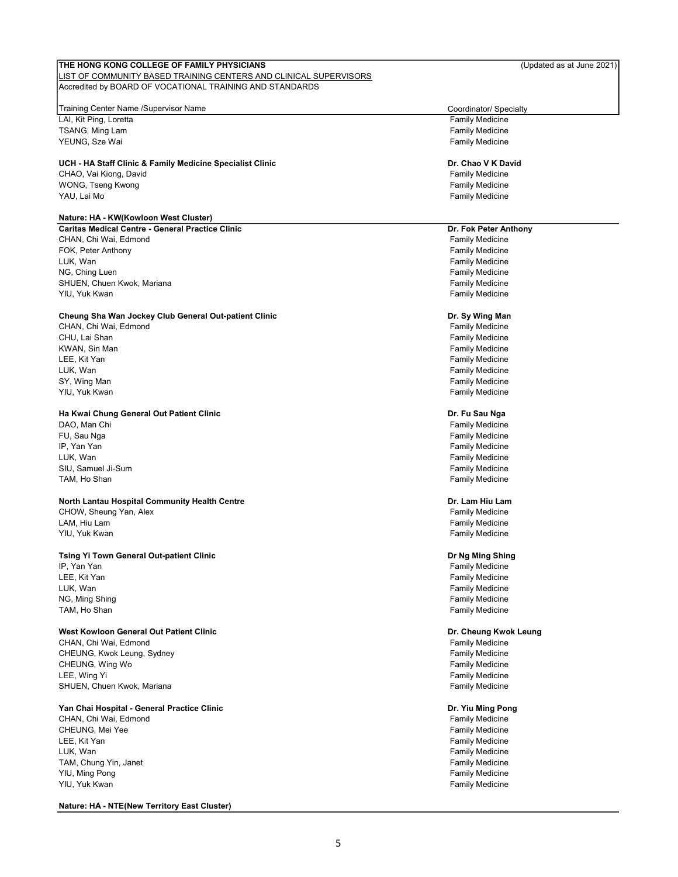**THE HONG KONG COLLEGE OF FAMILY PHYSICIANS** (Updated as at June 2021)

LIST OF COMMUNITY BASED TRAINING CENTERS AND CLINICAL SUPERVISORS

Accredited by BOARD OF VOCATIONAL TRAINING AND STANDARDS

| Training Center Name /Supervisor Name | Coordinator/ Specialty |
|---|---|
| LAI, Kit Ping, Loretta | Family Medicine |
| TSANG, Ming Lam | Family Medicine |
| YEUNG, Sze Wai | Family Medicine |
| | |
| **UCH - HA Staff Clinic & Family Medicine Specialist Clinic** | **Dr. Chao V K David** |
| CHAO, Vai Kiong, David | Family Medicine |
| WONG, Tseng Kwong | Family Medicine |
| YAU, Lai Mo | Family Medicine |
| | |
| **Nature: HA - KW(Kowloon West Cluster)** | |
| **Caritas Medical Centre - General Practice Clinic** | **Dr. Fok Peter Anthony** |
| CHAN, Chi Wai, Edmond | Family Medicine |
| FOK, Peter Anthony | Family Medicine |
| LUK, Wan | Family Medicine |
| NG, Ching Luen | Family Medicine |
| SHUEN, Chuen Kwok, Mariana | Family Medicine |
| YIU, Yuk Kwan | Family Medicine |
| | |
| **Cheung Sha Wan Jockey Club General Out-patient Clinic** | **Dr. Sy Wing Man** |
| CHAN, Chi Wai, Edmond | Family Medicine |
| CHU, Lai Shan | Family Medicine |
| KWAN, Sin Man | Family Medicine |
| LEE, Kit Yan | Family Medicine |
| LUK, Wan | Family Medicine |
| SY, Wing Man | Family Medicine |
| YIU, Yuk Kwan | Family Medicine |
| | |
| **Ha Kwai Chung General Out Patient Clinic** | **Dr. Fu Sau Nga** |
| DAO, Man Chi | Family Medicine |
| FU, Sau Nga | Family Medicine |
| IP, Yan Yan | Family Medicine |
| LUK, Wan | Family Medicine |
| SIU, Samuel Ji-Sum | Family Medicine |
| TAM, Ho Shan | Family Medicine |
| | |
| **North Lantau Hospital Community Health Centre** | **Dr. Lam Hiu Lam** |
| CHOW, Sheung Yan, Alex | Family Medicine |
| LAM, Hiu Lam | Family Medicine |
| YIU, Yuk Kwan | Family Medicine |
| | |
| **Tsing Yi Town General Out-patient Clinic** | **Dr Ng Ming Shing** |
| IP, Yan Yan | Family Medicine |
| LEE, Kit Yan | Family Medicine |
| LUK, Wan | Family Medicine |
| NG, Ming Shing | Family Medicine |
| TAM, Ho Shan | Family Medicine |
| | |
| **West Kowloon General Out Patient Clinic** | **Dr. Cheung Kwok Leung** |
| CHAN, Chi Wai, Edmond | Family Medicine |
| CHEUNG, Kwok Leung, Sydney | Family Medicine |
| CHEUNG, Wing Wo | Family Medicine |
| LEE, Wing Yi | Family Medicine |
| SHUEN, Chuen Kwok, Mariana | Family Medicine |
| | |
| **Yan Chai Hospital - General Practice Clinic** | **Dr. Yiu Ming Pong** |
| CHAN, Chi Wai, Edmond | Family Medicine |
| CHEUNG, Mei Yee | Family Medicine |
| LEE, Kit Yan | Family Medicine |
| LUK, Wan | Family Medicine |
| TAM, Chung Yin, Janet | Family Medicine |
| YIU, Ming Pong | Family Medicine |
| YIU, Yuk Kwan | Family Medicine |
| | |
| **Nature: HA - NTE(New Territory East Cluster)** | |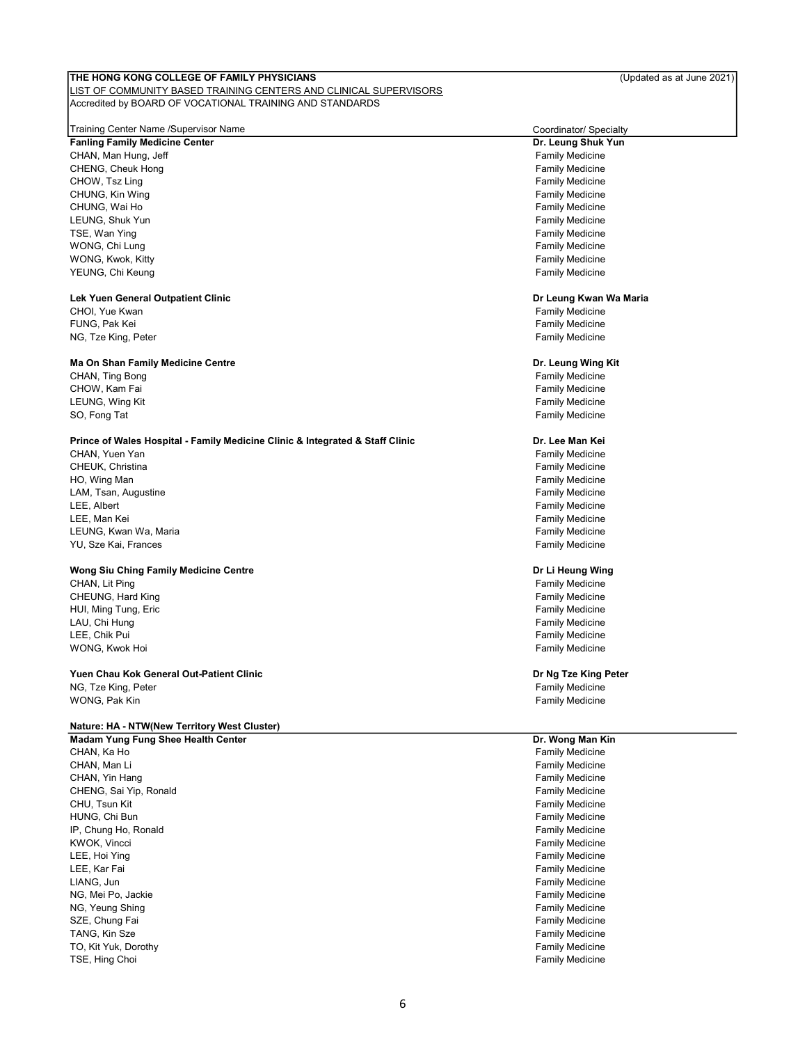**THE HONG KONG COLLEGE OF FAMILY PHYSICIANS** (Updated as at June 2021)

LIST OF COMMUNITY BASED TRAINING CENTERS AND CLINICAL SUPERVISORS

Accredited by BOARD OF VOCATIONAL TRAINING AND STANDARDS

| Training Center Name /Supervisor Name | Coordinator/ Specialty |
|---|---|
| **Fanling Family Medicine Center** | **Dr. Leung Shuk Yun** |
| CHAN, Man Hung, Jeff | Family Medicine |
| CHENG, Cheuk Hong | Family Medicine |
| CHOW, Tsz Ling | Family Medicine |
| CHUNG, Kin Wing | Family Medicine |
| CHUNG, Wai Ho | Family Medicine |
| LEUNG, Shuk Yun | Family Medicine |
| TSE, Wan Ying | Family Medicine |
| WONG, Chi Lung | Family Medicine |
| WONG, Kwok, Kitty | Family Medicine |
| YEUNG, Chi Keung | Family Medicine |
| | |
| **Lek Yuen General Outpatient Clinic** | **Dr Leung Kwan Wa Maria** |
| CHOI, Yue Kwan | Family Medicine |
| FUNG, Pak Kei | Family Medicine |
| NG, Tze King, Peter | Family Medicine |
| | |
| **Ma On Shan Family Medicine Centre** | **Dr. Leung Wing Kit** |
| CHAN, Ting Bong | Family Medicine |
| CHOW, Kam Fai | Family Medicine |
| LEUNG, Wing Kit | Family Medicine |
| SO, Fong Tat | Family Medicine |
| | |
| **Prince of Wales Hospital - Family Medicine Clinic & Integrated & Staff Clinic** | **Dr. Lee Man Kei** |
| CHAN, Yuen Yan | Family Medicine |
| CHEUK, Christina | Family Medicine |
| HO, Wing Man | Family Medicine |
| LAM, Tsan, Augustine | Family Medicine |
| LEE, Albert | Family Medicine |
| LEE, Man Kei | Family Medicine |
| LEUNG, Kwan Wa, Maria | Family Medicine |
| YU, Sze Kai, Frances | Family Medicine |
| | |
| **Wong Siu Ching Family Medicine Centre** | **Dr Li Heung Wing** |
| CHAN, Lit Ping | Family Medicine |
| CHEUNG, Hard King | Family Medicine |
| HUI, Ming Tung, Eric | Family Medicine |
| LAU, Chi Hung | Family Medicine |
| LEE, Chik Pui | Family Medicine |
| WONG, Kwok Hoi | Family Medicine |
| | |
| **Yuen Chau Kok General Out-Patient Clinic** | **Dr Ng Tze King Peter** |
| NG, Tze King, Peter | Family Medicine |
| WONG, Pak Kin | Family Medicine |

**Nature: HA - NTW(New Territory West Cluster)**

| Training Center Name /Supervisor Name | Coordinator/ Specialty |
|---|---|
| **Madam Yung Fung Shee Health Center** | **Dr. Wong Man Kin** |
| CHAN, Ka Ho | Family Medicine |
| CHAN, Man Li | Family Medicine |
| CHAN, Yin Hang | Family Medicine |
| CHENG, Sai Yip, Ronald | Family Medicine |
| CHU, Tsun Kit | Family Medicine |
| HUNG, Chi Bun | Family Medicine |
| IP, Chung Ho, Ronald | Family Medicine |
| KWOK, Vincci | Family Medicine |
| LEE, Hoi Ying | Family Medicine |
| LEE, Kar Fai | Family Medicine |
| LIANG, Jun | Family Medicine |
| NG, Mei Po, Jackie | Family Medicine |
| NG, Yeung Shing | Family Medicine |
| SZE, Chung Fai | Family Medicine |
| TANG, Kin Sze | Family Medicine |
| TO, Kit Yuk, Dorothy | Family Medicine |
| TSE, Hing Choi | Family Medicine |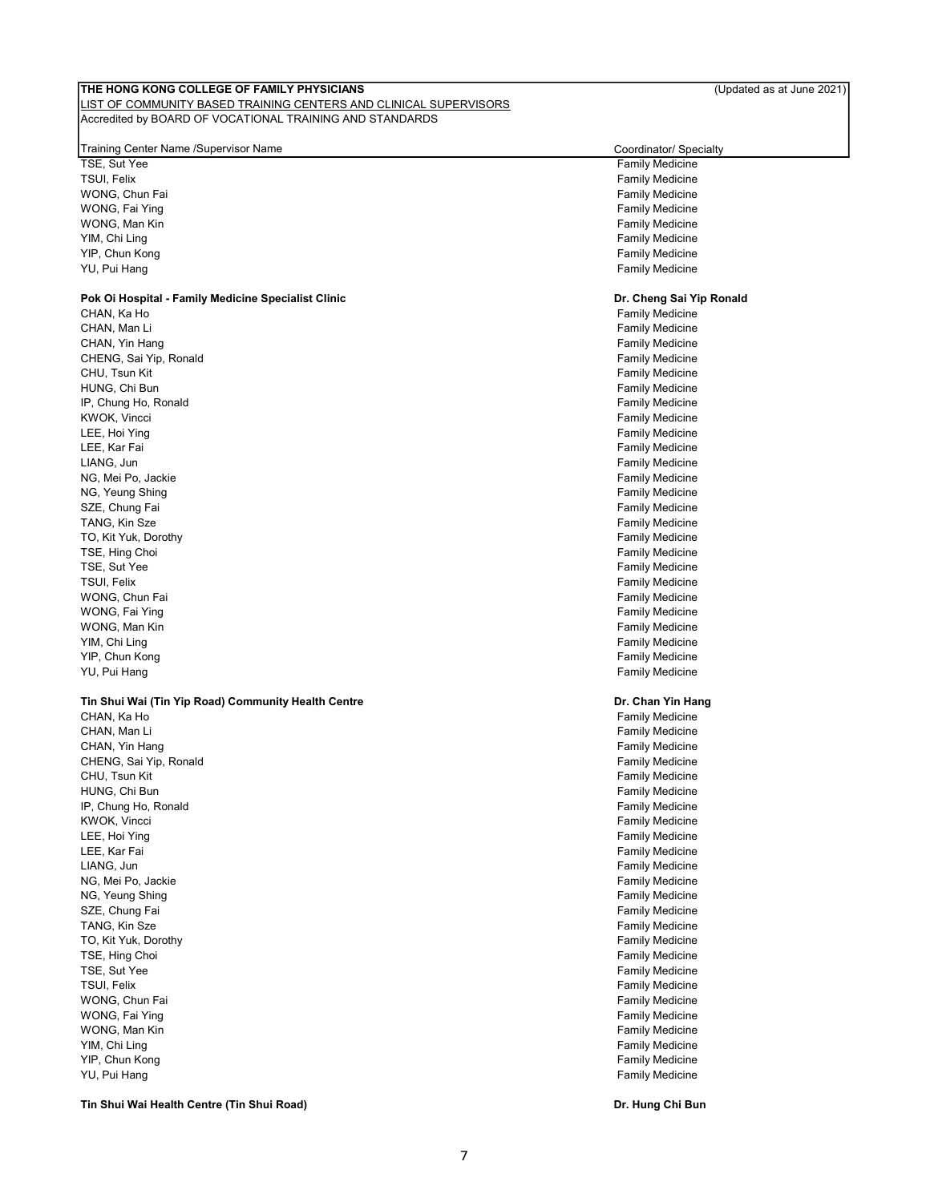**THE HONG KONG COLLEGE OF FAMILY PHYSICIANS** (Updated as at June 2021)

LIST OF COMMUNITY BASED TRAINING CENTERS AND CLINICAL SUPERVISORS

Accredited by BOARD OF VOCATIONAL TRAINING AND STANDARDS

| Training Center Name /Supervisor Name | Coordinator/ Specialty |
|---|---|
| TSE, Sut Yee | Family Medicine |
| TSUI, Felix | Family Medicine |
| WONG, Chun Fai | Family Medicine |
| WONG, Fai Ying | Family Medicine |
| WONG, Man Kin | Family Medicine |
| YIM, Chi Ling | Family Medicine |
| YIP, Chun Kong | Family Medicine |
| YU, Pui Hang | Family Medicine |
| | |
| **Pok Oi Hospital - Family Medicine Specialist Clinic** | **Dr. Cheng Sai Yip Ronald** |
| CHAN, Ka Ho | Family Medicine |
| CHAN, Man Li | Family Medicine |
| CHAN, Yin Hang | Family Medicine |
| CHENG, Sai Yip, Ronald | Family Medicine |
| CHU, Tsun Kit | Family Medicine |
| HUNG, Chi Bun | Family Medicine |
| IP, Chung Ho, Ronald | Family Medicine |
| KWOK, Vincci | Family Medicine |
| LEE, Hoi Ying | Family Medicine |
| LEE, Kar Fai | Family Medicine |
| LIANG, Jun | Family Medicine |
| NG, Mei Po, Jackie | Family Medicine |
| NG, Yeung Shing | Family Medicine |
| SZE, Chung Fai | Family Medicine |
| TANG, Kin Sze | Family Medicine |
| TO, Kit Yuk, Dorothy | Family Medicine |
| TSE, Hing Choi | Family Medicine |
| TSE, Sut Yee | Family Medicine |
| TSUI, Felix | Family Medicine |
| WONG, Chun Fai | Family Medicine |
| WONG, Fai Ying | Family Medicine |
| WONG, Man Kin | Family Medicine |
| YIM, Chi Ling | Family Medicine |
| YIP, Chun Kong | Family Medicine |
| YU, Pui Hang | Family Medicine |
| | |
| **Tin Shui Wai (Tin Yip Road) Community Health Centre** | **Dr. Chan Yin Hang** |
| CHAN, Ka Ho | Family Medicine |
| CHAN, Man Li | Family Medicine |
| CHAN, Yin Hang | Family Medicine |
| CHENG, Sai Yip, Ronald | Family Medicine |
| CHU, Tsun Kit | Family Medicine |
| HUNG, Chi Bun | Family Medicine |
| IP, Chung Ho, Ronald | Family Medicine |
| KWOK, Vincci | Family Medicine |
| LEE, Hoi Ying | Family Medicine |
| LEE, Kar Fai | Family Medicine |
| LIANG, Jun | Family Medicine |
| NG, Mei Po, Jackie | Family Medicine |
| NG, Yeung Shing | Family Medicine |
| SZE, Chung Fai | Family Medicine |
| TANG, Kin Sze | Family Medicine |
| TO, Kit Yuk, Dorothy | Family Medicine |
| TSE, Hing Choi | Family Medicine |
| TSE, Sut Yee | Family Medicine |
| TSUI, Felix | Family Medicine |
| WONG, Chun Fai | Family Medicine |
| WONG, Fai Ying | Family Medicine |
| WONG, Man Kin | Family Medicine |
| YIM, Chi Ling | Family Medicine |
| YIP, Chun Kong | Family Medicine |
| YU, Pui Hang | Family Medicine |
| | |
| **Tin Shui Wai Health Centre (Tin Shui Road)** | **Dr. Hung Chi Bun** |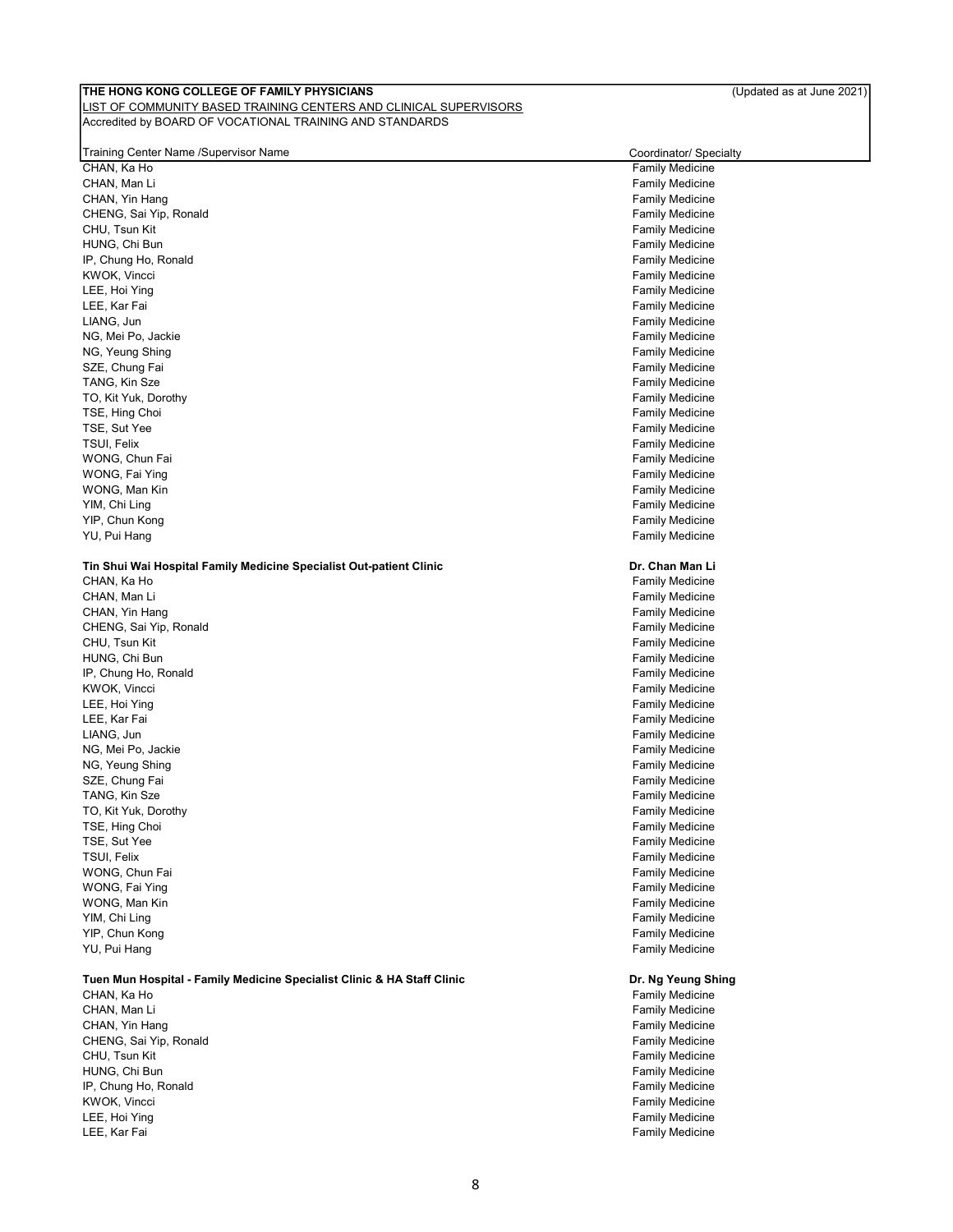**THE HONG KONG COLLEGE OF FAMILY PHYSICIANS** (Updated as at June 2021)

LIST OF COMMUNITY BASED TRAINING CENTERS AND CLINICAL SUPERVISORS

Accredited by BOARD OF VOCATIONAL TRAINING AND STANDARDS

| Training Center Name /Supervisor Name | Coordinator/ Specialty |
|---|---|
| CHAN, Ka Ho | Family Medicine |
| CHAN, Man Li | Family Medicine |
| CHAN, Yin Hang | Family Medicine |
| CHENG, Sai Yip, Ronald | Family Medicine |
| CHU, Tsun Kit | Family Medicine |
| HUNG, Chi Bun | Family Medicine |
| IP, Chung Ho, Ronald | Family Medicine |
| KWOK, Vincci | Family Medicine |
| LEE, Hoi Ying | Family Medicine |
| LEE, Kar Fai | Family Medicine |
| LIANG, Jun | Family Medicine |
| NG, Mei Po, Jackie | Family Medicine |
| NG, Yeung Shing | Family Medicine |
| SZE, Chung Fai | Family Medicine |
| TANG, Kin Sze | Family Medicine |
| TO, Kit Yuk, Dorothy | Family Medicine |
| TSE, Hing Choi | Family Medicine |
| TSE, Sut Yee | Family Medicine |
| TSUI, Felix | Family Medicine |
| WONG, Chun Fai | Family Medicine |
| WONG, Fai Ying | Family Medicine |
| WONG, Man Kin | Family Medicine |
| YIM, Chi Ling | Family Medicine |
| YIP, Chun Kong | Family Medicine |
| YU, Pui Hang | Family Medicine |
| | |
| **Tin Shui Wai Hospital Family Medicine Specialist Out-patient Clinic** | **Dr. Chan Man Li** |
| CHAN, Ka Ho | Family Medicine |
| CHAN, Man Li | Family Medicine |
| CHAN, Yin Hang | Family Medicine |
| CHENG, Sai Yip, Ronald | Family Medicine |
| CHU, Tsun Kit | Family Medicine |
| HUNG, Chi Bun | Family Medicine |
| IP, Chung Ho, Ronald | Family Medicine |
| KWOK, Vincci | Family Medicine |
| LEE, Hoi Ying | Family Medicine |
| LEE, Kar Fai | Family Medicine |
| LIANG, Jun | Family Medicine |
| NG, Mei Po, Jackie | Family Medicine |
| NG, Yeung Shing | Family Medicine |
| SZE, Chung Fai | Family Medicine |
| TANG, Kin Sze | Family Medicine |
| TO, Kit Yuk, Dorothy | Family Medicine |
| TSE, Hing Choi | Family Medicine |
| TSE, Sut Yee | Family Medicine |
| TSUI, Felix | Family Medicine |
| WONG, Chun Fai | Family Medicine |
| WONG, Fai Ying | Family Medicine |
| WONG, Man Kin | Family Medicine |
| YIM, Chi Ling | Family Medicine |
| YIP, Chun Kong | Family Medicine |
| YU, Pui Hang | Family Medicine |
| | |
| **Tuen Mun Hospital - Family Medicine Specialist Clinic & HA Staff Clinic** | **Dr. Ng Yeung Shing** |
| CHAN, Ka Ho | Family Medicine |
| CHAN, Man Li | Family Medicine |
| CHAN, Yin Hang | Family Medicine |
| CHENG, Sai Yip, Ronald | Family Medicine |
| CHU, Tsun Kit | Family Medicine |
| HUNG, Chi Bun | Family Medicine |
| IP, Chung Ho, Ronald | Family Medicine |
| KWOK, Vincci | Family Medicine |
| LEE, Hoi Ying | Family Medicine |
| LEE, Kar Fai | Family Medicine |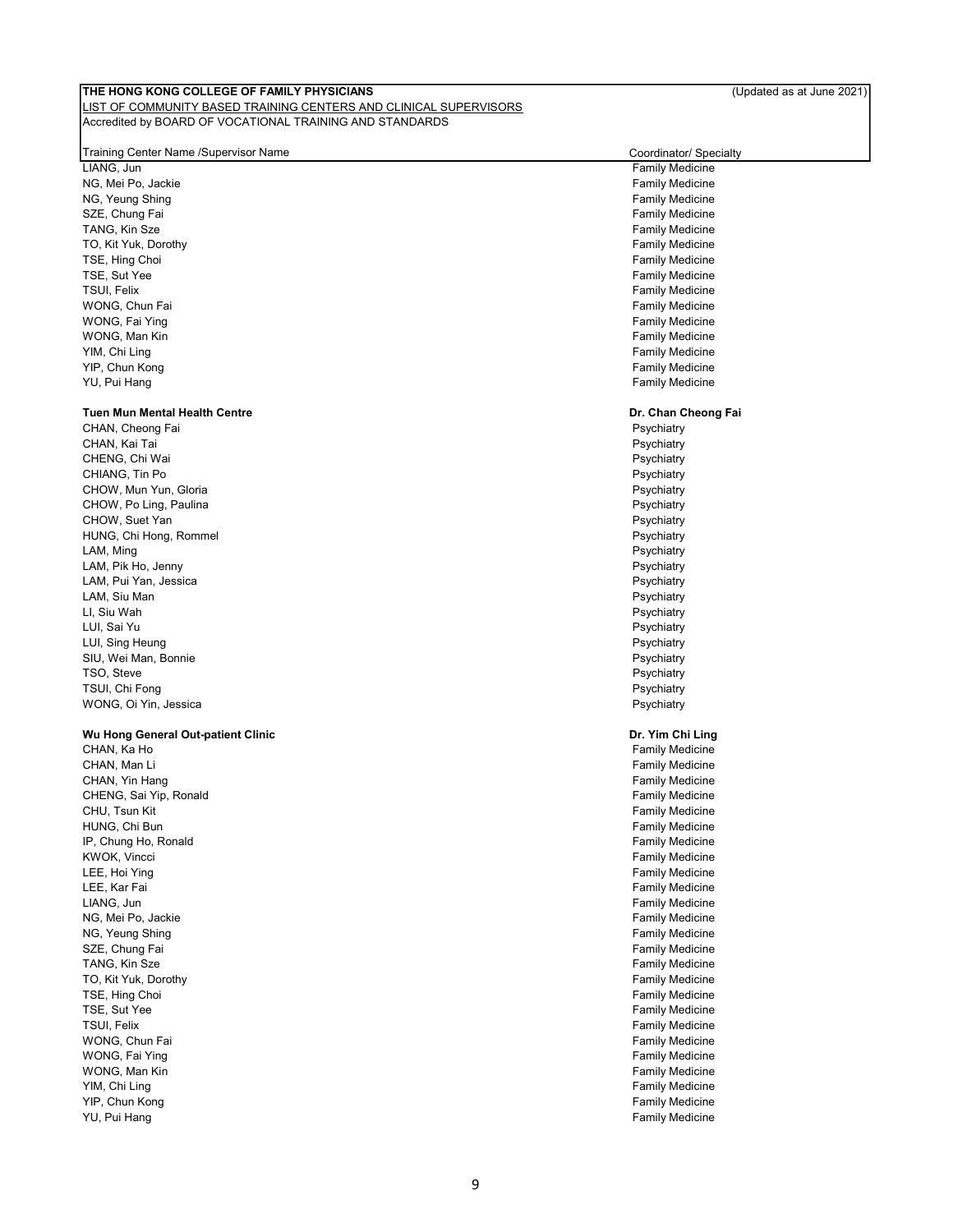**THE HONG KONG COLLEGE OF FAMILY PHYSICIANS** (Updated as at June 2021)

LIST OF COMMUNITY BASED TRAINING CENTERS AND CLINICAL SUPERVISORS

Accredited by BOARD OF VOCATIONAL TRAINING AND STANDARDS

| Training Center Name /Supervisor Name | Coordinator/ Specialty |
|---|---|
| LIANG, Jun | Family Medicine |
| NG, Mei Po, Jackie | Family Medicine |
| NG, Yeung Shing | Family Medicine |
| SZE, Chung Fai | Family Medicine |
| TANG, Kin Sze | Family Medicine |
| TO, Kit Yuk, Dorothy | Family Medicine |
| TSE, Hing Choi | Family Medicine |
| TSE, Sut Yee | Family Medicine |
| TSUI, Felix | Family Medicine |
| WONG, Chun Fai | Family Medicine |
| WONG, Fai Ying | Family Medicine |
| WONG, Man Kin | Family Medicine |
| YIM, Chi Ling | Family Medicine |
| YIP, Chun Kong | Family Medicine |
| YU, Pui Hang | Family Medicine |
| | |
| **Tuen Mun Mental Health Centre** | **Dr. Chan Cheong Fai** |
| CHAN, Cheong Fai | Psychiatry |
| CHAN, Kai Tai | Psychiatry |
| CHENG, Chi Wai | Psychiatry |
| CHIANG, Tin Po | Psychiatry |
| CHOW, Mun Yun, Gloria | Psychiatry |
| CHOW, Po Ling, Paulina | Psychiatry |
| CHOW, Suet Yan | Psychiatry |
| HUNG, Chi Hong, Rommel | Psychiatry |
| LAM, Ming | Psychiatry |
| LAM, Pik Ho, Jenny | Psychiatry |
| LAM, Pui Yan, Jessica | Psychiatry |
| LAM, Siu Man | Psychiatry |
| LI, Siu Wah | Psychiatry |
| LUI, Sai Yu | Psychiatry |
| LUI, Sing Heung | Psychiatry |
| SIU, Wei Man, Bonnie | Psychiatry |
| TSO, Steve | Psychiatry |
| TSUI, Chi Fong | Psychiatry |
| WONG, Oi Yin, Jessica | Psychiatry |
| | |
| **Wu Hong General Out-patient Clinic** | **Dr. Yim Chi Ling** |
| CHAN, Ka Ho | Family Medicine |
| CHAN, Man Li | Family Medicine |
| CHAN, Yin Hang | Family Medicine |
| CHENG, Sai Yip, Ronald | Family Medicine |
| CHU, Tsun Kit | Family Medicine |
| HUNG, Chi Bun | Family Medicine |
| IP, Chung Ho, Ronald | Family Medicine |
| KWOK, Vincci | Family Medicine |
| LEE, Hoi Ying | Family Medicine |
| LEE, Kar Fai | Family Medicine |
| LIANG, Jun | Family Medicine |
| NG, Mei Po, Jackie | Family Medicine |
| NG, Yeung Shing | Family Medicine |
| SZE, Chung Fai | Family Medicine |
| TANG, Kin Sze | Family Medicine |
| TO, Kit Yuk, Dorothy | Family Medicine |
| TSE, Hing Choi | Family Medicine |
| TSE, Sut Yee | Family Medicine |
| TSUI, Felix | Family Medicine |
| WONG, Chun Fai | Family Medicine |
| WONG, Fai Ying | Family Medicine |
| WONG, Man Kin | Family Medicine |
| YIM, Chi Ling | Family Medicine |
| YIP, Chun Kong | Family Medicine |
| YU, Pui Hang | Family Medicine |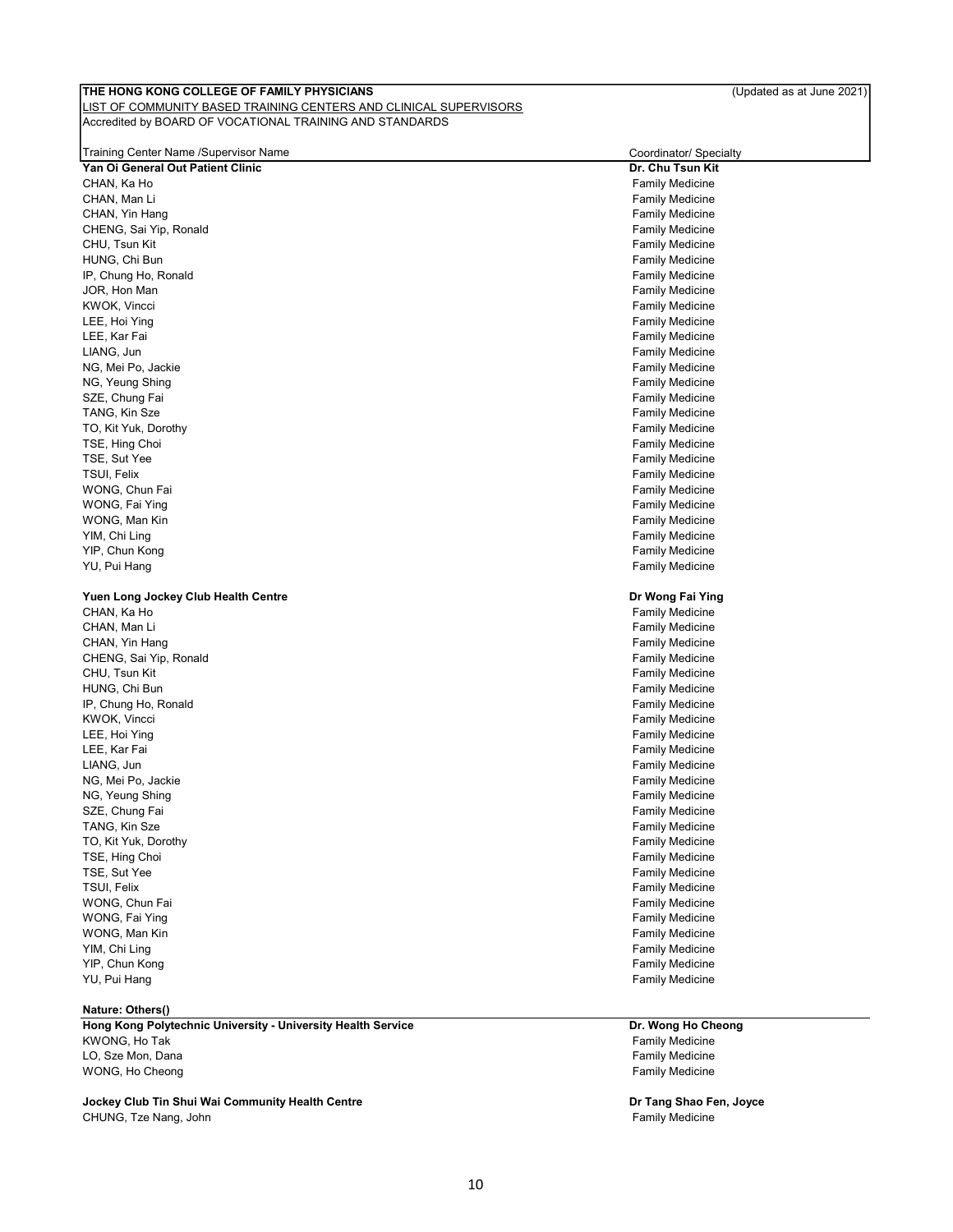**THE HONG KONG COLLEGE OF FAMILY PHYSICIANS** (Updated as at June 2021)

LIST OF COMMUNITY BASED TRAINING CENTERS AND CLINICAL SUPERVISORS

Accredited by BOARD OF VOCATIONAL TRAINING AND STANDARDS

| Training Center Name /Supervisor Name | Coordinator/ Specialty |
|---|---|
| **Yan Oi General Out Patient Clinic** | **Dr. Chu Tsun Kit** |
| CHAN, Ka Ho | Family Medicine |
| CHAN, Man Li | Family Medicine |
| CHAN, Yin Hang | Family Medicine |
| CHENG, Sai Yip, Ronald | Family Medicine |
| CHU, Tsun Kit | Family Medicine |
| HUNG, Chi Bun | Family Medicine |
| IP, Chung Ho, Ronald | Family Medicine |
| JOR, Hon Man | Family Medicine |
| KWOK, Vincci | Family Medicine |
| LEE, Hoi Ying | Family Medicine |
| LEE, Kar Fai | Family Medicine |
| LIANG, Jun | Family Medicine |
| NG, Mei Po, Jackie | Family Medicine |
| NG, Yeung Shing | Family Medicine |
| SZE, Chung Fai | Family Medicine |
| TANG, Kin Sze | Family Medicine |
| TO, Kit Yuk, Dorothy | Family Medicine |
| TSE, Hing Choi | Family Medicine |
| TSE, Sut Yee | Family Medicine |
| TSUI, Felix | Family Medicine |
| WONG, Chun Fai | Family Medicine |
| WONG, Fai Ying | Family Medicine |
| WONG, Man Kin | Family Medicine |
| YIM, Chi Ling | Family Medicine |
| YIP, Chun Kong | Family Medicine |
| YU, Pui Hang | Family Medicine |
| | |
| **Yuen Long Jockey Club Health Centre** | **Dr Wong Fai Ying** |
| CHAN, Ka Ho | Family Medicine |
| CHAN, Man Li | Family Medicine |
| CHAN, Yin Hang | Family Medicine |
| CHENG, Sai Yip, Ronald | Family Medicine |
| CHU, Tsun Kit | Family Medicine |
| HUNG, Chi Bun | Family Medicine |
| IP, Chung Ho, Ronald | Family Medicine |
| KWOK, Vincci | Family Medicine |
| LEE, Hoi Ying | Family Medicine |
| LEE, Kar Fai | Family Medicine |
| LIANG, Jun | Family Medicine |
| NG, Mei Po, Jackie | Family Medicine |
| NG, Yeung Shing | Family Medicine |
| SZE, Chung Fai | Family Medicine |
| TANG, Kin Sze | Family Medicine |
| TO, Kit Yuk, Dorothy | Family Medicine |
| TSE, Hing Choi | Family Medicine |
| TSE, Sut Yee | Family Medicine |
| TSUI, Felix | Family Medicine |
| WONG, Chun Fai | Family Medicine |
| WONG, Fai Ying | Family Medicine |
| WONG, Man Kin | Family Medicine |
| YIM, Chi Ling | Family Medicine |
| YIP, Chun Kong | Family Medicine |
| YU, Pui Hang | Family Medicine |

**Nature: Others()**

| Training Center Name /Supervisor Name | Coordinator/ Specialty |
|---|---|
| **Hong Kong Polytechnic University - University Health Service** | **Dr. Wong Ho Cheong** |
| KWONG, Ho Tak | Family Medicine |
| LO, Sze Mon, Dana | Family Medicine |
| WONG, Ho Cheong | Family Medicine |
| | |
| **Jockey Club Tin Shui Wai Community Health Centre** | **Dr Tang Shao Fen, Joyce** |
| CHUNG, Tze Nang, John | Family Medicine |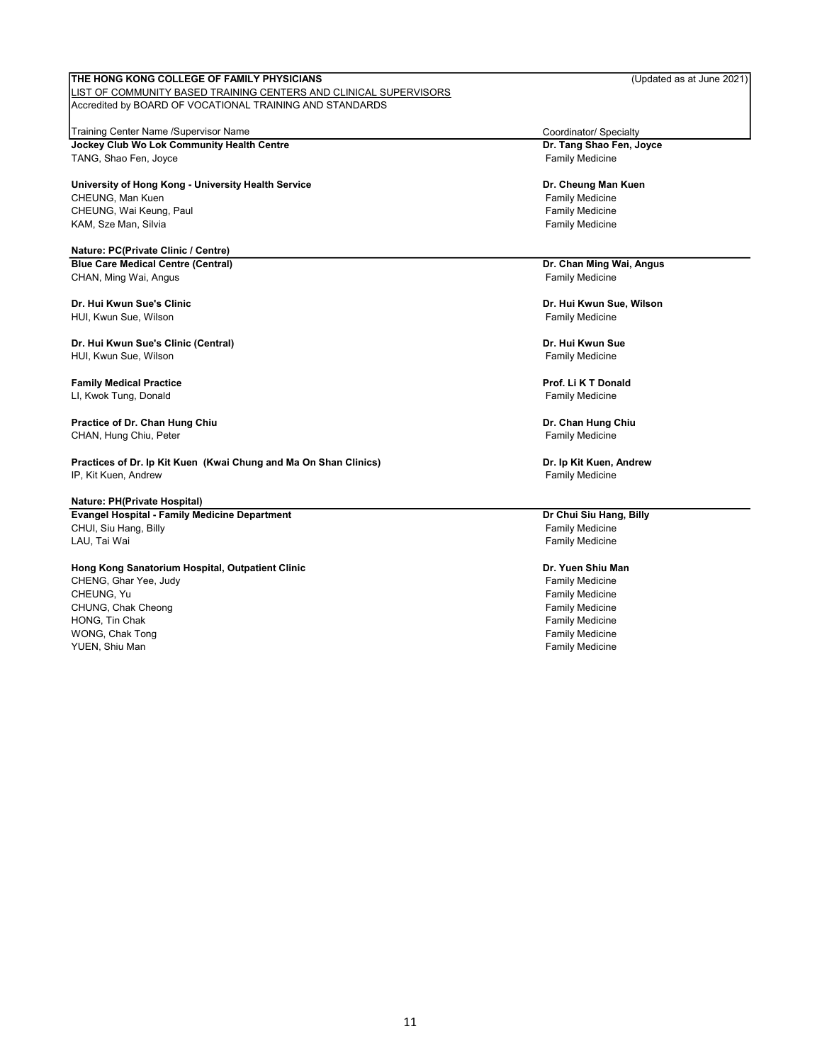**THE HONG KONG COLLEGE OF FAMILY PHYSICIANS** (Updated as at June 2021)

LIST OF COMMUNITY BASED TRAINING CENTERS AND CLINICAL SUPERVISORS

Accredited by BOARD OF VOCATIONAL TRAINING AND STANDARDS

| Training Center Name /Supervisor Name | Coordinator/ Specialty |
|---|---|
| **Jockey Club Wo Lok Community Health Centre** | **Dr. Tang Shao Fen, Joyce** |
| TANG, Shao Fen, Joyce | Family Medicine |
| | |
| **University of Hong Kong - University Health Service** | **Dr. Cheung Man Kuen** |
| CHEUNG, Man Kuen | Family Medicine |
| CHEUNG, Wai Keung, Paul | Family Medicine |
| KAM, Sze Man, Silvia | Family Medicine |
| | |
| **Nature: PC(Private Clinic / Centre)** | |
| **Blue Care Medical Centre (Central)** | **Dr. Chan Ming Wai, Angus** |
| CHAN, Ming Wai, Angus | Family Medicine |
| | |
| **Dr. Hui Kwun Sue's Clinic** | **Dr. Hui Kwun Sue, Wilson** |
| HUI, Kwun Sue, Wilson | Family Medicine |
| | |
| **Dr. Hui Kwun Sue's Clinic (Central)** | **Dr. Hui Kwun Sue** |
| HUI, Kwun Sue, Wilson | Family Medicine |
| | |
| **Family Medical Practice** | **Prof. Li K T Donald** |
| LI, Kwok Tung, Donald | Family Medicine |
| | |
| **Practice of Dr. Chan Hung Chiu** | **Dr. Chan Hung Chiu** |
| CHAN, Hung Chiu, Peter | Family Medicine |
| | |
| **Practices of Dr. Ip Kit Kuen (Kwai Chung and Ma On Shan Clinics)** | **Dr. Ip Kit Kuen, Andrew** |
| IP, Kit Kuen, Andrew | Family Medicine |
| | |
| **Nature: PH(Private Hospital)** | |
| **Evangel Hospital - Family Medicine Department** | **Dr Chui Siu Hang, Billy** |
| CHUI, Siu Hang, Billy | Family Medicine |
| LAU, Tai Wai | Family Medicine |
| | |
| **Hong Kong Sanatorium Hospital, Outpatient Clinic** | **Dr. Yuen Shiu Man** |
| CHENG, Ghar Yee, Judy | Family Medicine |
| CHEUNG, Yu | Family Medicine |
| CHUNG, Chak Cheong | Family Medicine |
| HONG, Tin Chak | Family Medicine |
| WONG, Chak Tong | Family Medicine |
| YUEN, Shiu Man | Family Medicine |